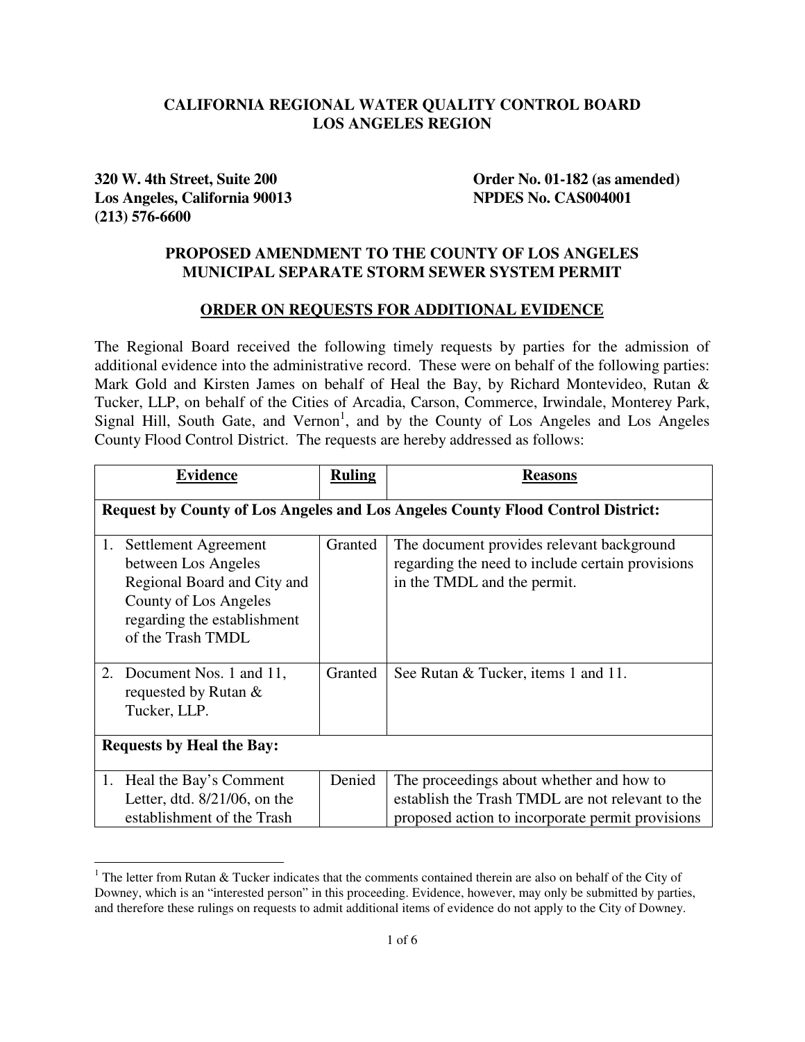**CALIFORNIA REGIONAL WATER QUALITY CONTROL BOARD**
**LOS ANGELES REGION**

**320 W. 4th Street, Suite 200**
**Los Angeles, California 90013**
**(213) 576-6600**

**Order No. 01-182 (as amended)**
**NPDES No. CAS004001**

**PROPOSED AMENDMENT TO THE COUNTY OF LOS ANGELES MUNICIPAL SEPARATE STORM SEWER SYSTEM PERMIT**

**ORDER ON REQUESTS FOR ADDITIONAL EVIDENCE**

The Regional Board received the following timely requests by parties for the admission of additional evidence into the administrative record. These were on behalf of the following parties: Mark Gold and Kirsten James on behalf of Heal the Bay, by Richard Montevideo, Rutan & Tucker, LLP, on behalf of the Cities of Arcadia, Carson, Commerce, Irwindale, Monterey Park, Signal Hill, South Gate, and Vernon[1], and by the County of Los Angeles and Los Angeles County Flood Control District. The requests are hereby addressed as follows:

| Evidence | Ruling | Reasons |
|---|---|---|
| **Request by County of Los Angeles and Los Angeles County Flood Control District:** | | |
| 1. Settlement Agreement between Los Angeles Regional Board and City and County of Los Angeles regarding the establishment of the Trash TMDL | Granted | The document provides relevant background regarding the need to include certain provisions in the TMDL and the permit. |
| 2. Document Nos. 1 and 11, requested by Rutan & Tucker, LLP. | Granted | See Rutan & Tucker, items 1 and 11. |
| **Requests by Heal the Bay:** | | |
| 1. Heal the Bay's Comment Letter, dtd. 8/21/06, on the establishment of the Trash | Denied | The proceedings about whether and how to establish the Trash TMDL are not relevant to the proposed action to incorporate permit provisions |

[1] The letter from Rutan & Tucker indicates that the comments contained therein are also on behalf of the City of Downey, which is an "interested person" in this proceeding. Evidence, however, may only be submitted by parties, and therefore these rulings on requests to admit additional items of evidence do not apply to the City of Downey.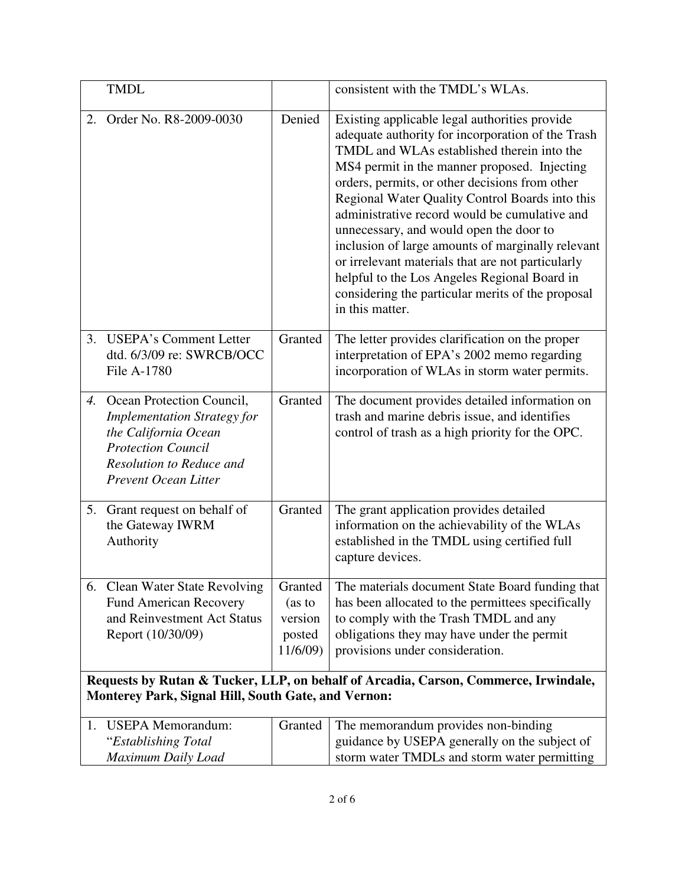| | | |
|---|---|---|
| TMDL | | consistent with the TMDL's WLAs. |
| 2. Order No. R8-2009-0030 | Denied | Existing applicable legal authorities provide adequate authority for incorporation of the Trash TMDL and WLAs established therein into the MS4 permit in the manner proposed. Injecting orders, permits, or other decisions from other Regional Water Quality Control Boards into this administrative record would be cumulative and unnecessary, and would open the door to inclusion of large amounts of marginally relevant or irrelevant materials that are not particularly helpful to the Los Angeles Regional Board in considering the particular merits of the proposal in this matter. |
| 3. USEPA's Comment Letter dtd. 6/3/09 re: SWRCB/OCC File A-1780 | Granted | The letter provides clarification on the proper interpretation of EPA's 2002 memo regarding incorporation of WLAs in storm water permits. |
| *4.* Ocean Protection Council, *Implementation Strategy for the California Ocean Protection Council Resolution to Reduce and Prevent Ocean Litter* | Granted | The document provides detailed information on trash and marine debris issue, and identifies control of trash as a high priority for the OPC. |
| 5. Grant request on behalf of the Gateway IWRM Authority | Granted | The grant application provides detailed information on the achievability of the WLAs established in the TMDL using certified full capture devices. |
| 6. Clean Water State Revolving Fund American Recovery and Reinvestment Act Status Report (10/30/09) | Granted (as to version posted 11/6/09) | The materials document State Board funding that has been allocated to the permittees specifically to comply with the Trash TMDL and any obligations they may have under the permit provisions under consideration. |
| **Requests by Rutan & Tucker, LLP, on behalf of Arcadia, Carson, Commerce, Irwindale, Monterey Park, Signal Hill, South Gate, and Vernon:** | | |
| 1. USEPA Memorandum: "*Establishing Total Maximum Daily Load* | Granted | The memorandum provides non-binding guidance by USEPA generally on the subject of storm water TMDLs and storm water permitting |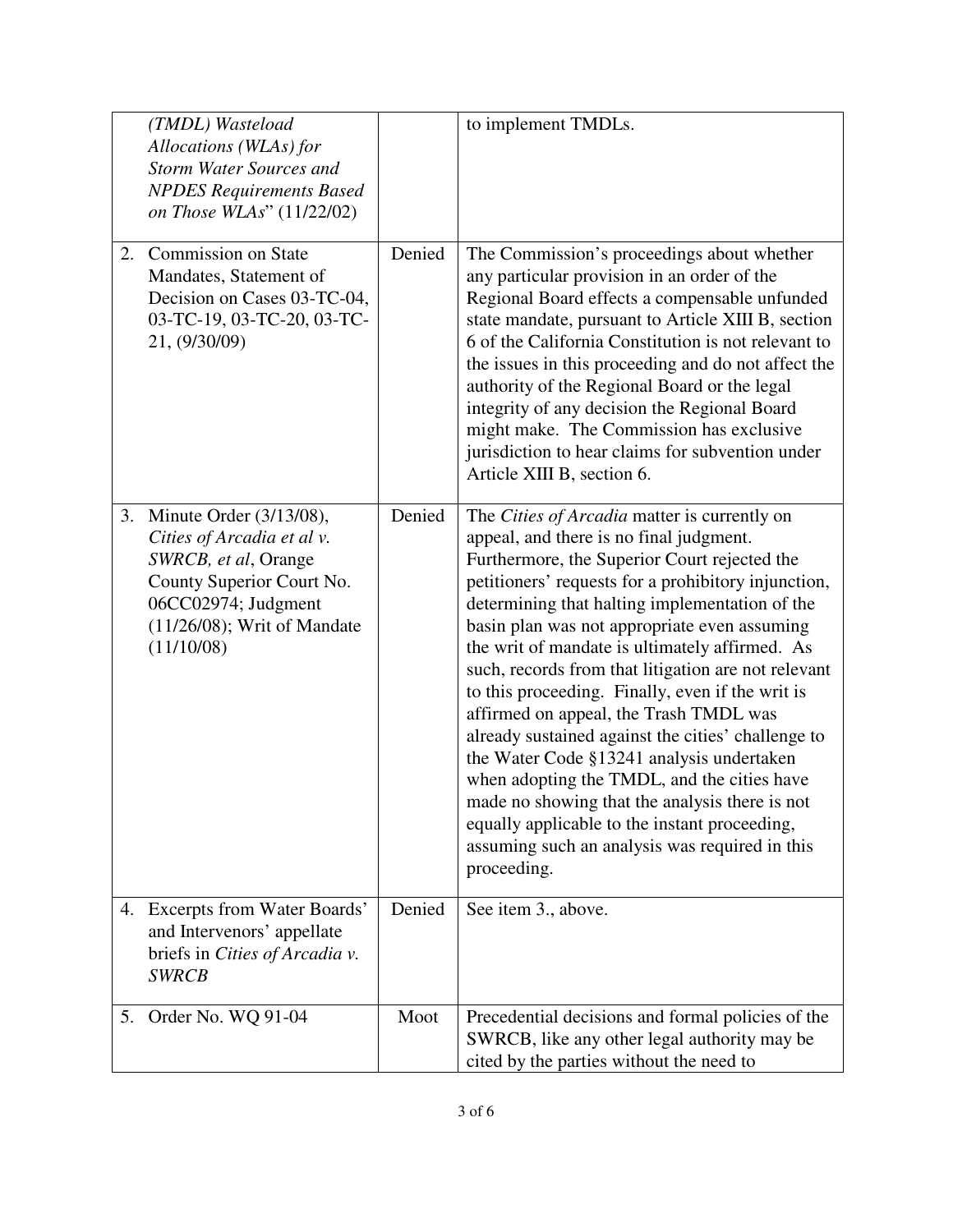| | | |
|---|---|---|
| *(TMDL) Wasteload Allocations (WLAs) for Storm Water Sources and NPDES Requirements Based on Those WLAs*" (11/22/02) | | to implement TMDLs. |
| 2. Commission on State Mandates, Statement of Decision on Cases 03-TC-04, 03-TC-19, 03-TC-20, 03-TC-21, (9/30/09) | Denied | The Commission's proceedings about whether any particular provision in an order of the Regional Board effects a compensable unfunded state mandate, pursuant to Article XIII B, section 6 of the California Constitution is not relevant to the issues in this proceeding and do not affect the authority of the Regional Board or the legal integrity of any decision the Regional Board might make. The Commission has exclusive jurisdiction to hear claims for subvention under Article XIII B, section 6. |
| 3. Minute Order (3/13/08), *Cities of Arcadia et al v. SWRCB, et al*, Orange County Superior Court No. 06CC02974; Judgment (11/26/08); Writ of Mandate (11/10/08) | Denied | The *Cities of Arcadia* matter is currently on appeal, and there is no final judgment. Furthermore, the Superior Court rejected the petitioners' requests for a prohibitory injunction, determining that halting implementation of the basin plan was not appropriate even assuming the writ of mandate is ultimately affirmed. As such, records from that litigation are not relevant to this proceeding. Finally, even if the writ is affirmed on appeal, the Trash TMDL was already sustained against the cities' challenge to the Water Code §13241 analysis undertaken when adopting the TMDL, and the cities have made no showing that the analysis there is not equally applicable to the instant proceeding, assuming such an analysis was required in this proceeding. |
| 4. Excerpts from Water Boards' and Intervenors' appellate briefs in *Cities of Arcadia v. SWRCB* | Denied | See item 3., above. |
| 5. Order No. WQ 91-04 | Moot | Precedential decisions and formal policies of the SWRCB, like any other legal authority may be cited by the parties without the need to |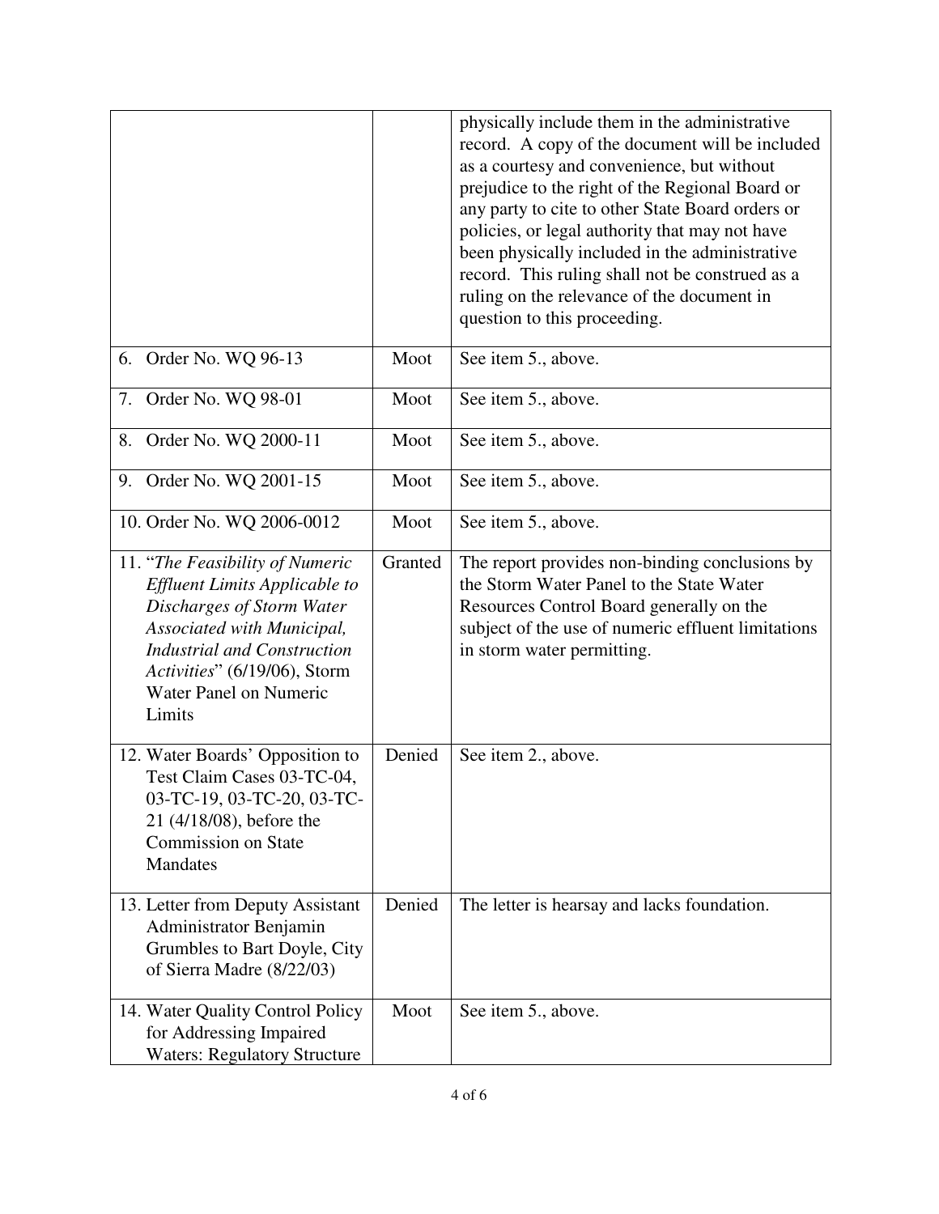| | | |
|---|---|---|
| | | physically include them in the administrative record. A copy of the document will be included as a courtesy and convenience, but without prejudice to the right of the Regional Board or any party to cite to other State Board orders or policies, or legal authority that may not have been physically included in the administrative record. This ruling shall not be construed as a ruling on the relevance of the document in question to this proceeding. |
| 6. Order No. WQ 96-13 | Moot | See item 5., above. |
| 7. Order No. WQ 98-01 | Moot | See item 5., above. |
| 8. Order No. WQ 2000-11 | Moot | See item 5., above. |
| 9. Order No. WQ 2001-15 | Moot | See item 5., above. |
| 10. Order No. WQ 2006-0012 | Moot | See item 5., above. |
| 11. "*The Feasibility of Numeric Effluent Limits Applicable to Discharges of Storm Water Associated with Municipal, Industrial and Construction Activities*" (6/19/06), Storm Water Panel on Numeric Limits | Granted | The report provides non-binding conclusions by the Storm Water Panel to the State Water Resources Control Board generally on the subject of the use of numeric effluent limitations in storm water permitting. |
| 12. Water Boards' Opposition to Test Claim Cases 03-TC-04, 03-TC-19, 03-TC-20, 03-TC-21 (4/18/08), before the Commission on State Mandates | Denied | See item 2., above. |
| 13. Letter from Deputy Assistant Administrator Benjamin Grumbles to Bart Doyle, City of Sierra Madre (8/22/03) | Denied | The letter is hearsay and lacks foundation. |
| 14. Water Quality Control Policy for Addressing Impaired Waters: Regulatory Structure | Moot | See item 5., above. |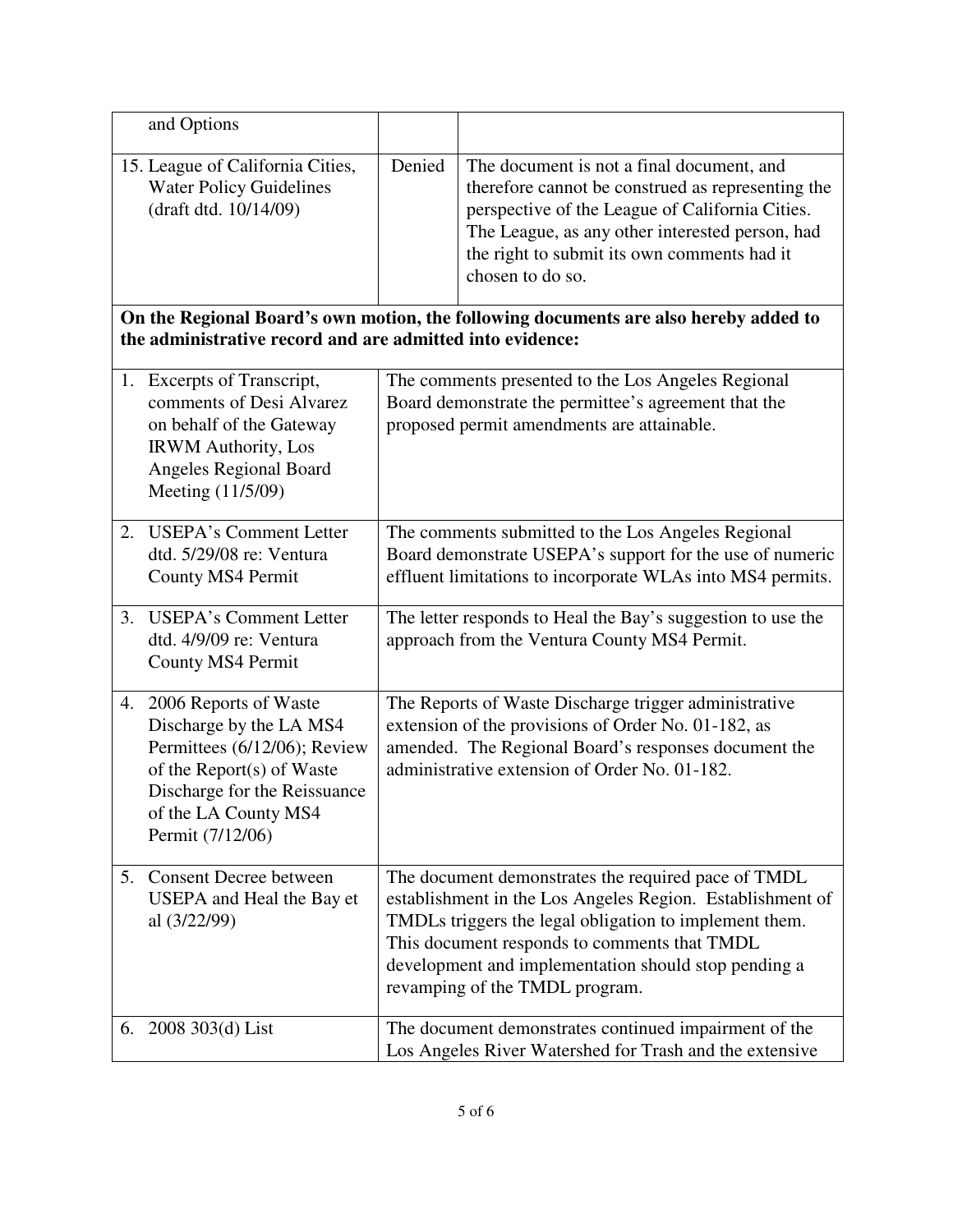| | | |
|---|---|---|
| and Options | | |
| 15. League of California Cities, Water Policy Guidelines (draft dtd. 10/14/09) | Denied | The document is not a final document, and therefore cannot be construed as representing the perspective of the League of California Cities. The League, as any other interested person, had the right to submit its own comments had it chosen to do so. |

**On the Regional Board's own motion, the following documents are also hereby added to the administrative record and are admitted into evidence:**

| | |
|---|---|
| 1. Excerpts of Transcript, comments of Desi Alvarez on behalf of the Gateway IRWM Authority, Los Angeles Regional Board Meeting (11/5/09) | The comments presented to the Los Angeles Regional Board demonstrate the permittee's agreement that the proposed permit amendments are attainable. |
| 2. USEPA's Comment Letter dtd. 5/29/08 re: Ventura County MS4 Permit | The comments submitted to the Los Angeles Regional Board demonstrate USEPA's support for the use of numeric effluent limitations to incorporate WLAs into MS4 permits. |
| 3. USEPA's Comment Letter dtd. 4/9/09 re: Ventura County MS4 Permit | The letter responds to Heal the Bay's suggestion to use the approach from the Ventura County MS4 Permit. |
| 4. 2006 Reports of Waste Discharge by the LA MS4 Permittees (6/12/06); Review of the Report(s) of Waste Discharge for the Reissuance of the LA County MS4 Permit (7/12/06) | The Reports of Waste Discharge trigger administrative extension of the provisions of Order No. 01-182, as amended. The Regional Board's responses document the administrative extension of Order No. 01-182. |
| 5. Consent Decree between USEPA and Heal the Bay et al (3/22/99) | The document demonstrates the required pace of TMDL establishment in the Los Angeles Region. Establishment of TMDLs triggers the legal obligation to implement them. This document responds to comments that TMDL development and implementation should stop pending a revamping of the TMDL program. |
| 6. 2008 303(d) List | The document demonstrates continued impairment of the Los Angeles River Watershed for Trash and the extensive |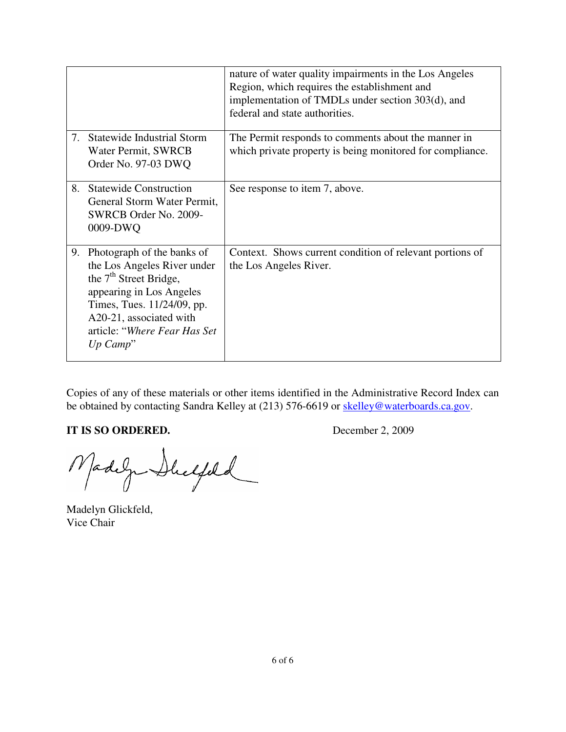| | |
|---|---|
| | nature of water quality impairments in the Los Angeles Region, which requires the establishment and implementation of TMDLs under section 303(d), and federal and state authorities. |
| 7. Statewide Industrial Storm Water Permit, SWRCB Order No. 97-03 DWQ | The Permit responds to comments about the manner in which private property is being monitored for compliance. |
| 8. Statewide Construction General Storm Water Permit, SWRCB Order No. 2009-0009-DWQ | See response to item 7, above. |
| 9. Photograph of the banks of the Los Angeles River under the 7th Street Bridge, appearing in Los Angeles Times, Tues. 11/24/09, pp. A20-21, associated with article: "*Where Fear Has Set Up Camp*" | Context. Shows current condition of relevant portions of the Los Angeles River. |

Copies of any of these materials or other items identified in the Administrative Record Index can be obtained by contacting Sandra Kelley at (213) 576-6619 or skelley@waterboards.ca.gov.

**IT IS SO ORDERED.** December 2, 2009

Madelyn Glickfeld,
Vice Chair